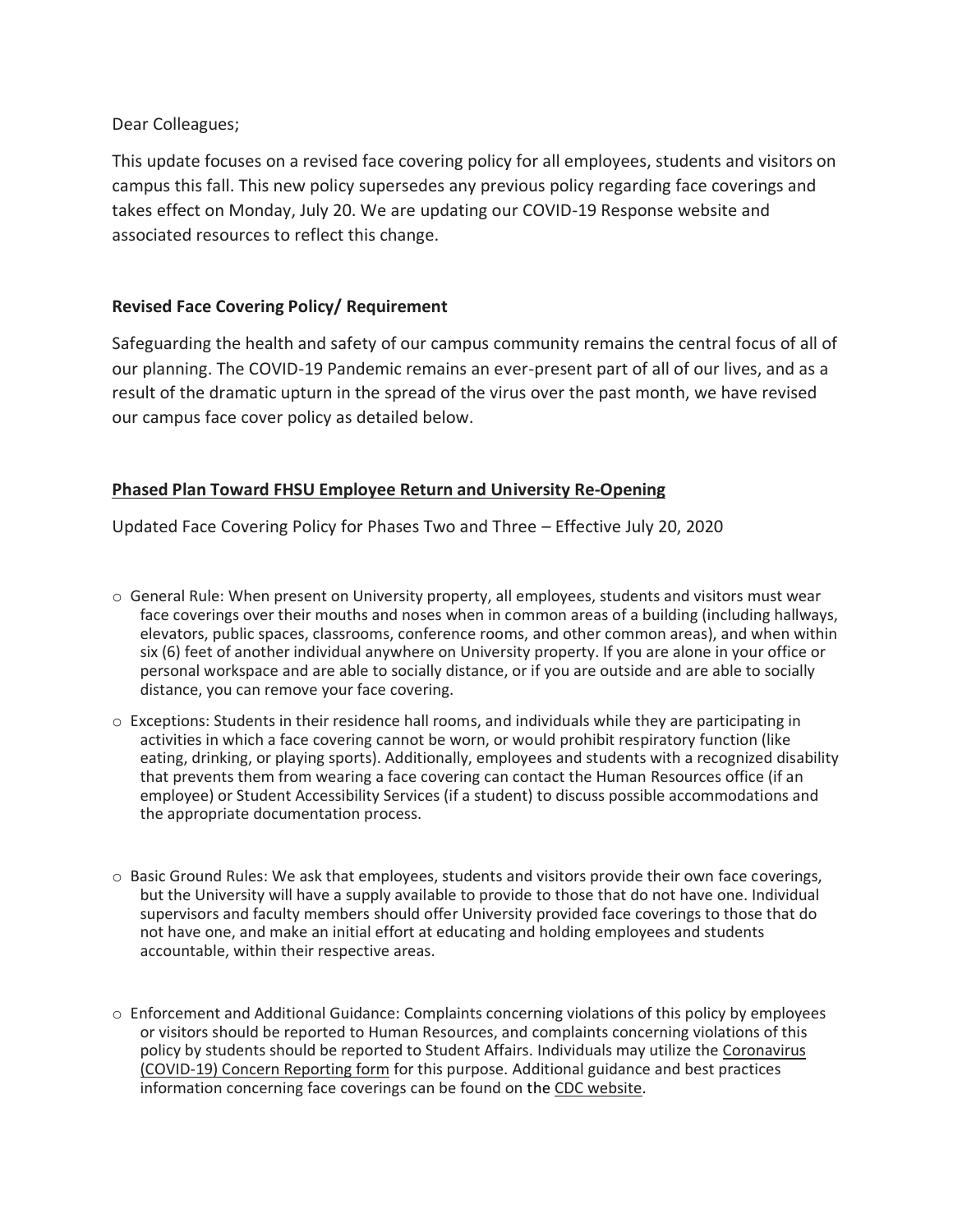Dear Colleagues;

This update focuses on a revised face covering policy for all employees, students and visitors on campus this fall. This new policy supersedes any previous policy regarding face coverings and takes effect on Monday, July 20. We are updating our COVID-19 Response website and associated resources to reflect this change.

**Revised Face Covering Policy/ Requirement**

Safeguarding the health and safety of our campus community remains the central focus of all of our planning. The COVID-19 Pandemic remains an ever-present part of all of our lives, and as a result of the dramatic upturn in the spread of the virus over the past month, we have revised our campus face cover policy as detailed below.

**Phased Plan Toward FHSU Employee Return and University Re-Opening**

Updated Face Covering Policy for Phases Two and Three – Effective July 20, 2020

- General Rule: When present on University property, all employees, students and visitors must wear face coverings over their mouths and noses when in common areas of a building (including hallways, elevators, public spaces, classrooms, conference rooms, and other common areas), and when within six (6) feet of another individual anywhere on University property. If you are alone in your office or personal workspace and are able to socially distance, or if you are outside and are able to socially distance, you can remove your face covering.
- Exceptions: Students in their residence hall rooms, and individuals while they are participating in activities in which a face covering cannot be worn, or would prohibit respiratory function (like eating, drinking, or playing sports). Additionally, employees and students with a recognized disability that prevents them from wearing a face covering can contact the Human Resources office (if an employee) or Student Accessibility Services (if a student) to discuss possible accommodations and the appropriate documentation process.
- Basic Ground Rules: We ask that employees, students and visitors provide their own face coverings, but the University will have a supply available to provide to those that do not have one. Individual supervisors and faculty members should offer University provided face coverings to those that do not have one, and make an initial effort at educating and holding employees and students accountable, within their respective areas.
- Enforcement and Additional Guidance: Complaints concerning violations of this policy by employees or visitors should be reported to Human Resources, and complaints concerning violations of this policy by students should be reported to Student Affairs. Individuals may utilize the Coronavirus (COVID-19) Concern Reporting form for this purpose. Additional guidance and best practices information concerning face coverings can be found on the CDC website.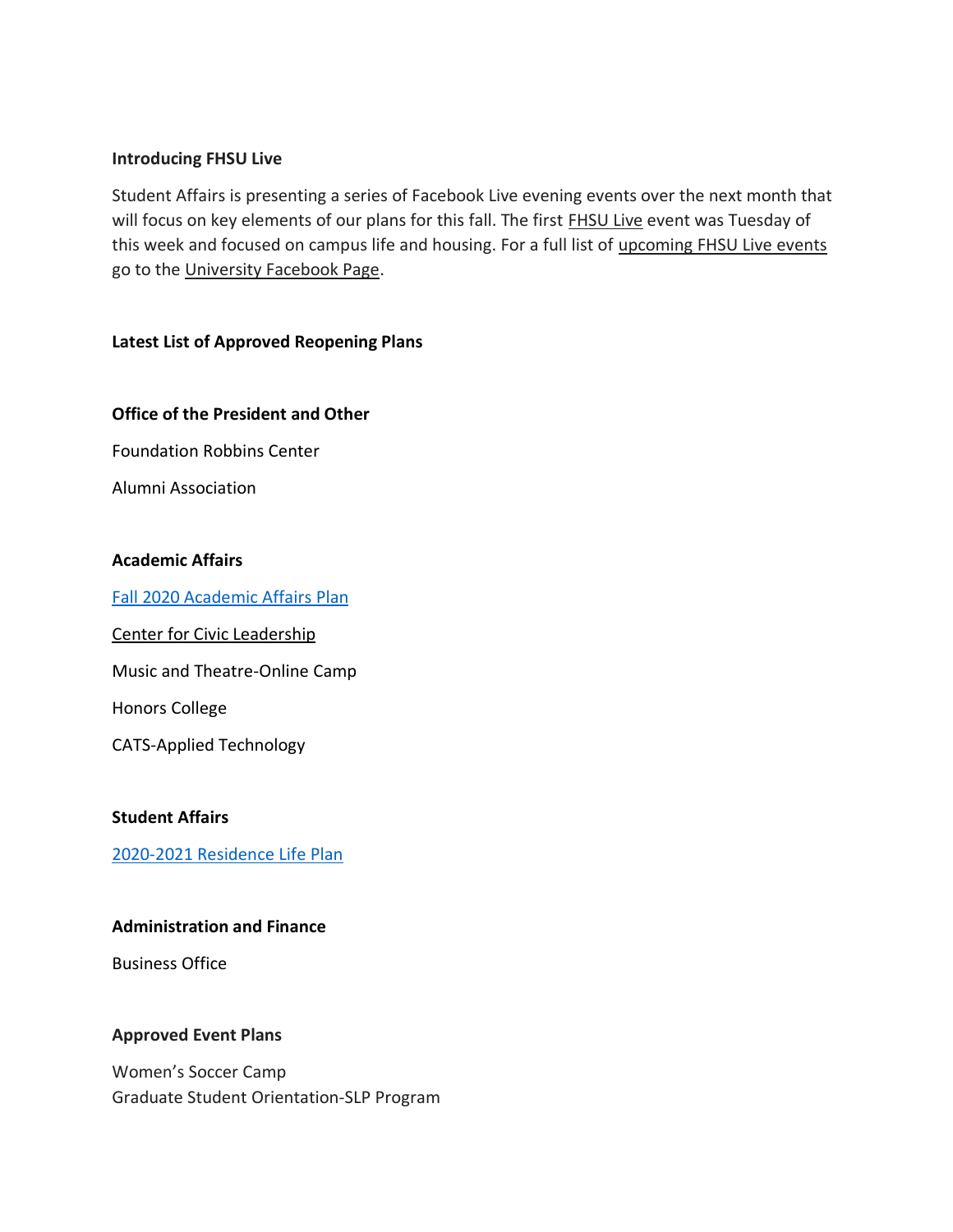**Introducing FHSU Live**

Student Affairs is presenting a series of Facebook Live evening events over the next month that will focus on key elements of our plans for this fall. The first FHSU Live event was Tuesday of this week and focused on campus life and housing. For a full list of upcoming FHSU Live events go to the University Facebook Page.

**Latest List of Approved Reopening Plans**

**Office of the President and Other**

Foundation Robbins Center

Alumni Association

**Academic Affairs**

Fall 2020 Academic Affairs Plan

Center for Civic Leadership

Music and Theatre-Online Camp

Honors College

CATS-Applied Technology

**Student Affairs**

2020-2021 Residence Life Plan

**Administration and Finance**

Business Office

**Approved Event Plans**

Women's Soccer Camp
Graduate Student Orientation-SLP Program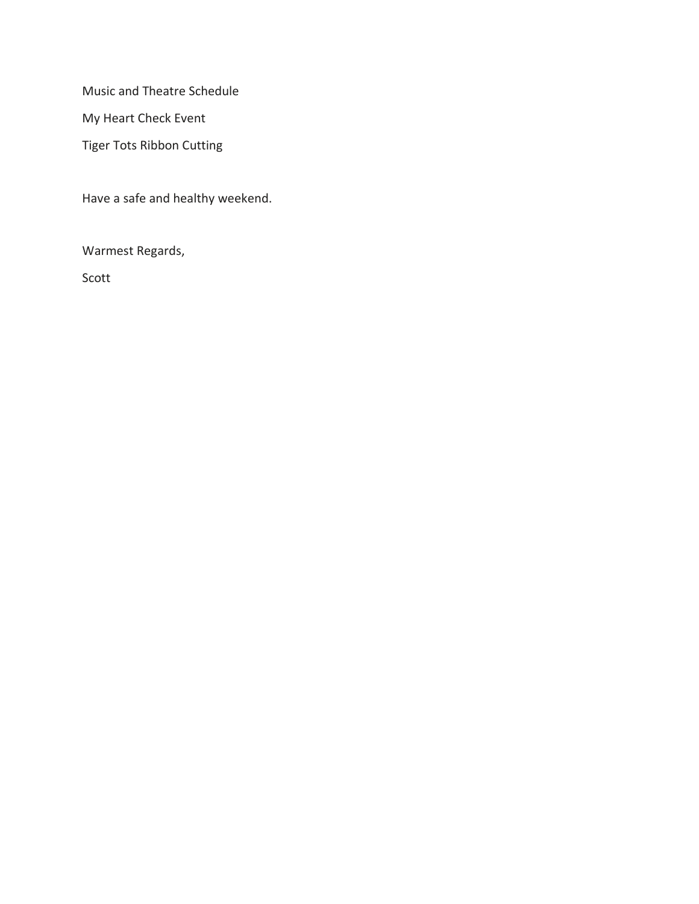Music and Theatre Schedule

My Heart Check Event

Tiger Tots Ribbon Cutting

Have a safe and healthy weekend.

Warmest Regards,

Scott